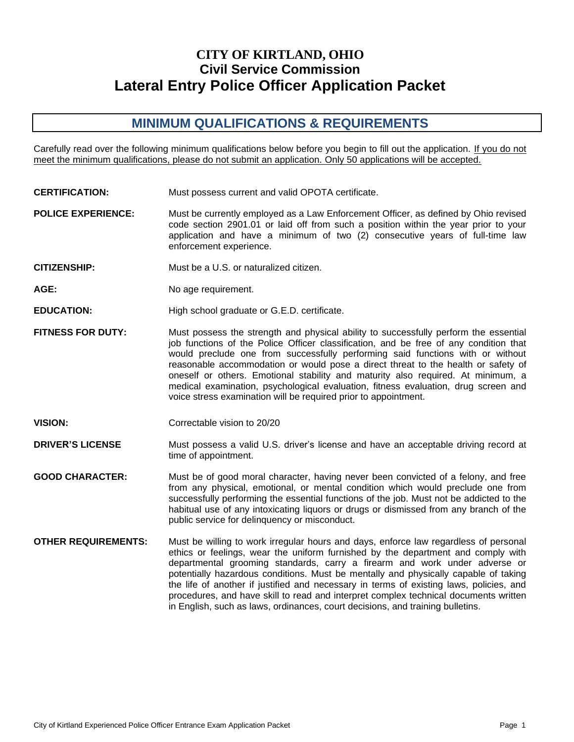# CITY OF KIRTLAND, OHIO
## Civil Service Commission
# Lateral Entry Police Officer Application Packet

## MINIMUM QUALIFICATIONS & REQUIREMENTS

Carefully read over the following minimum qualifications below before you begin to fill out the application. If you do not meet the minimum qualifications, please do not submit an application. Only 50 applications will be accepted.

**CERTIFICATION:** Must possess current and valid OPOTA certificate.

**POLICE EXPERIENCE:** Must be currently employed as a Law Enforcement Officer, as defined by Ohio revised code section 2901.01 or laid off from such a position within the year prior to your application and have a minimum of two (2) consecutive years of full-time law enforcement experience.

**CITIZENSHIP:** Must be a U.S. or naturalized citizen.

**AGE:** No age requirement.

**EDUCATION:** High school graduate or G.E.D. certificate.

**FITNESS FOR DUTY:** Must possess the strength and physical ability to successfully perform the essential job functions of the Police Officer classification, and be free of any condition that would preclude one from successfully performing said functions with or without reasonable accommodation or would pose a direct threat to the health or safety of oneself or others. Emotional stability and maturity also required. At minimum, a medical examination, psychological evaluation, fitness evaluation, drug screen and voice stress examination will be required prior to appointment.

**VISION:** Correctable vision to 20/20

**DRIVER'S LICENSE** Must possess a valid U.S. driver's license and have an acceptable driving record at time of appointment.

**GOOD CHARACTER:** Must be of good moral character, having never been convicted of a felony, and free from any physical, emotional, or mental condition which would preclude one from successfully performing the essential functions of the job. Must not be addicted to the habitual use of any intoxicating liquors or drugs or dismissed from any branch of the public service for delinquency or misconduct.

**OTHER REQUIREMENTS:** Must be willing to work irregular hours and days, enforce law regardless of personal ethics or feelings, wear the uniform furnished by the department and comply with departmental grooming standards, carry a firearm and work under adverse or potentially hazardous conditions. Must be mentally and physically capable of taking the life of another if justified and necessary in terms of existing laws, policies, and procedures, and have skill to read and interpret complex technical documents written in English, such as laws, ordinances, court decisions, and training bulletins.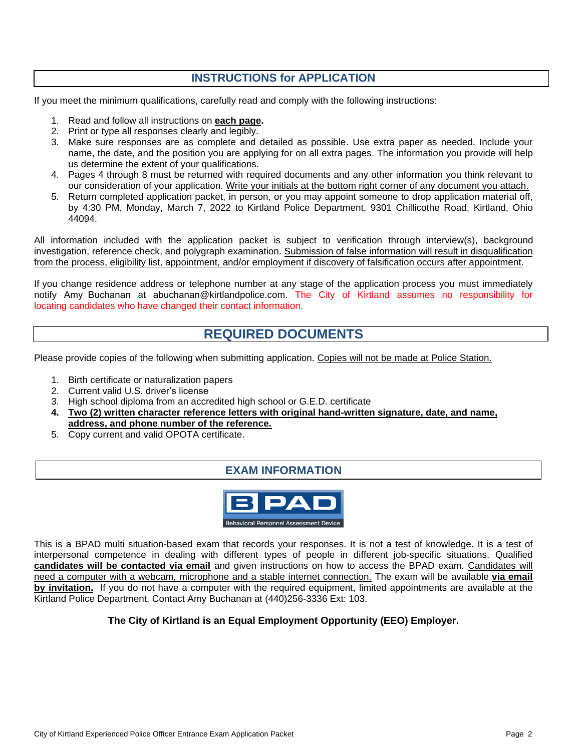## INSTRUCTIONS for APPLICATION

If you meet the minimum qualifications, carefully read and comply with the following instructions:

1. Read and follow all instructions on **each page**.
2. Print or type all responses clearly and legibly.
3. Make sure responses are as complete and detailed as possible. Use extra paper as needed. Include your name, the date, and the position you are applying for on all extra pages. The information you provide will help us determine the extent of your qualifications.
4. Pages 4 through 8 must be returned with required documents and any other information you think relevant to our consideration of your application. Write your initials at the bottom right corner of any document you attach.
5. Return completed application packet, in person, or you may appoint someone to drop application material off, by 4:30 PM, Monday, March 7, 2022 to Kirtland Police Department, 9301 Chillicothe Road, Kirtland, Ohio 44094.

All information included with the application packet is subject to verification through interview(s), background investigation, reference check, and polygraph examination. Submission of false information will result in disqualification from the process, eligibility list, appointment, and/or employment if discovery of falsification occurs after appointment.

If you change residence address or telephone number at any stage of the application process you must immediately notify Amy Buchanan at abuchanan@kirtlandpolice.com. The City of Kirtland assumes no responsibility for locating candidates who have changed their contact information.

## REQUIRED DOCUMENTS

Please provide copies of the following when submitting application. Copies will not be made at Police Station.

1. Birth certificate or naturalization papers
2. Current valid U.S. driver's license
3. High school diploma from an accredited high school or G.E.D. certificate
4. **Two (2) written character reference letters with original hand-written signature, date, and name, address, and phone number of the reference.**
5. Copy current and valid OPOTA certificate.

## EXAM INFORMATION

BPAD
Behavioral Personnel Assessment Device

This is a BPAD multi situation-based exam that records your responses. It is not a test of knowledge. It is a test of interpersonal competence in dealing with different types of people in different job-specific situations. Qualified **candidates will be contacted via email** and given instructions on how to access the BPAD exam. Candidates will need a computer with a webcam, microphone and a stable internet connection. The exam will be available **via email by invitation.** If you do not have a computer with the required equipment, limited appointments are available at the Kirtland Police Department. Contact Amy Buchanan at (440)256-3336 Ext: 103.

**The City of Kirtland is an Equal Employment Opportunity (EEO) Employer.**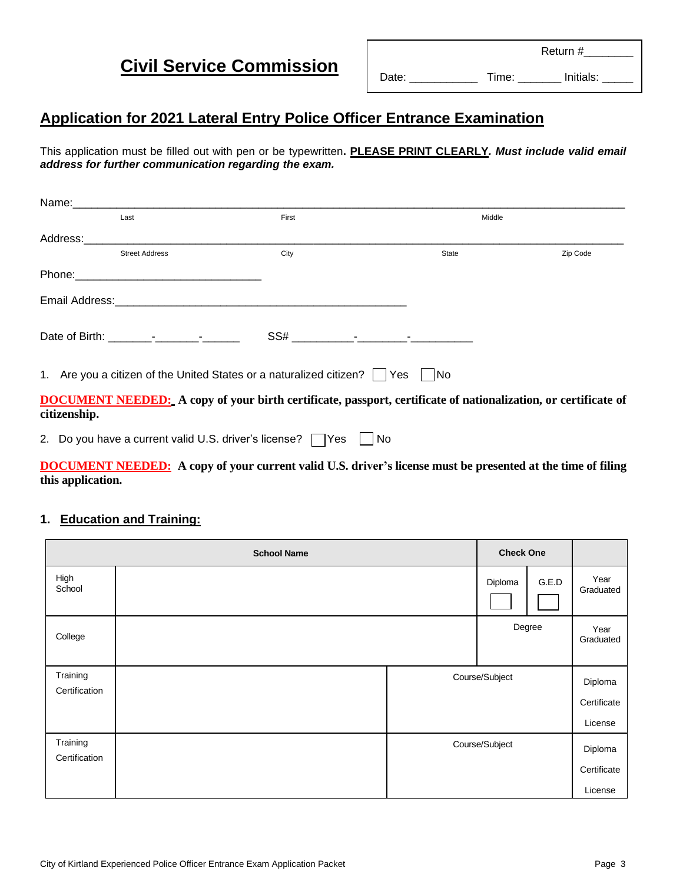# Civil Service Commission

Return #________

Date: ___________ Time: _______ Initials: _____

## Application for 2021 Lateral Entry Police Officer Entrance Examination

This application must be filled out with pen or be typewritten**. PLEASE PRINT CLEARLY***. Must include valid email address for further communication regarding the exam.***

Name:________________________________________________________________________________

Last                    First                    Middle

Address:______________________________________________________________________________

Street Address                    City                    State                    Zip Code

Phone:_______________________________

Email Address:_________________________________________________

Date of Birth: _______-_______-______     SS# __________-________-__________

1. Are you a citizen of the United States or a naturalized citizen? ☐ Yes ☐ No

**DOCUMENT NEEDED: A copy of your birth certificate, passport, certificate of nationalization, or certificate of citizenship.**

2. Do you have a current valid U.S. driver's license? ☐ Yes ☐ No

**DOCUMENT NEEDED: A copy of your current valid U.S. driver's license must be presented at the time of filing this application.**

### 1. Education and Training:

| | School Name | | Check One | | |
|---|---|---|---|---|---|
| High School | | | Diploma ☐ | G.E.D ☐ | Year Graduated |
| College | | | Degree | | Year Graduated |
| Training Certification | | Course/Subject | | | Diploma<br>Certificate<br>License |
| Training Certification | | Course/Subject | | | Diploma<br>Certificate<br>License |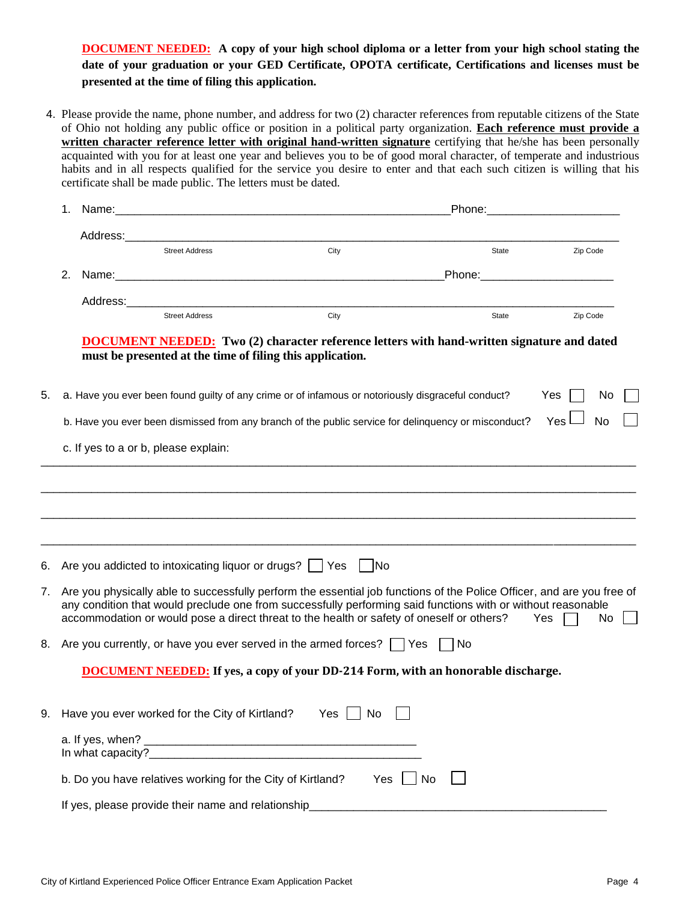**DOCUMENT NEEDED: A copy of your high school diploma or a letter from your high school stating the date of your graduation or your GED Certificate, OPOTA certificate, Certifications and licenses must be presented at the time of filing this application.**

4. Please provide the name, phone number, and address for two (2) character references from reputable citizens of the State of Ohio not holding any public office or position in a political party organization. **Each reference must provide a written character reference letter with original hand-written signature** certifying that he/she has been personally acquainted with you for at least one year and believes you to be of good moral character, of temperate and industrious habits and in all respects qualified for the service you desire to enter and that each such citizen is willing that his certificate shall be made public. The letters must be dated.

   1. Name:_______________________________________________Phone:____________________

      Address:_____________________________________________________________________
      Street Address City State Zip Code

   2. Name:_______________________________________________Phone:____________________

      Address:_____________________________________________________________________
      Street Address City State Zip Code

   **DOCUMENT NEEDED: Two (2) character reference letters with hand-written signature and dated must be presented at the time of filing this application.**

5. a. Have you ever been found guilty of any crime or of infamous or notoriously disgraceful conduct? Yes ☐ No ☐

   b. Have you ever been dismissed from any branch of the public service for delinquency or misconduct? Yes ☐ No ☐

   c. If yes to a or b, please explain:

_____________________________________________________________________________________

_____________________________________________________________________________________

_____________________________________________________________________________________

_____________________________________________________________________________________

6. Are you addicted to intoxicating liquor or drugs? ☐ Yes ☐ No

7. Are you physically able to successfully perform the essential job functions of the Police Officer, and are you free of any condition that would preclude one from successfully performing said functions with or without reasonable accommodation or would pose a direct threat to the health or safety of oneself or others? Yes ☐ No ☐

8. Are you currently, or have you ever served in the armed forces? ☐ Yes ☐ No

   **DOCUMENT NEEDED: If yes, a copy of your DD-214 Form, with an honorable discharge.**

9. Have you ever worked for the City of Kirtland? Yes ☐ No ☐

   a. If yes, when? ________________________________________
   In what capacity?________________________________________

   b. Do you have relatives working for the City of Kirtland? Yes ☐ No ☐

   If yes, please provide their name and relationship_____________________________________________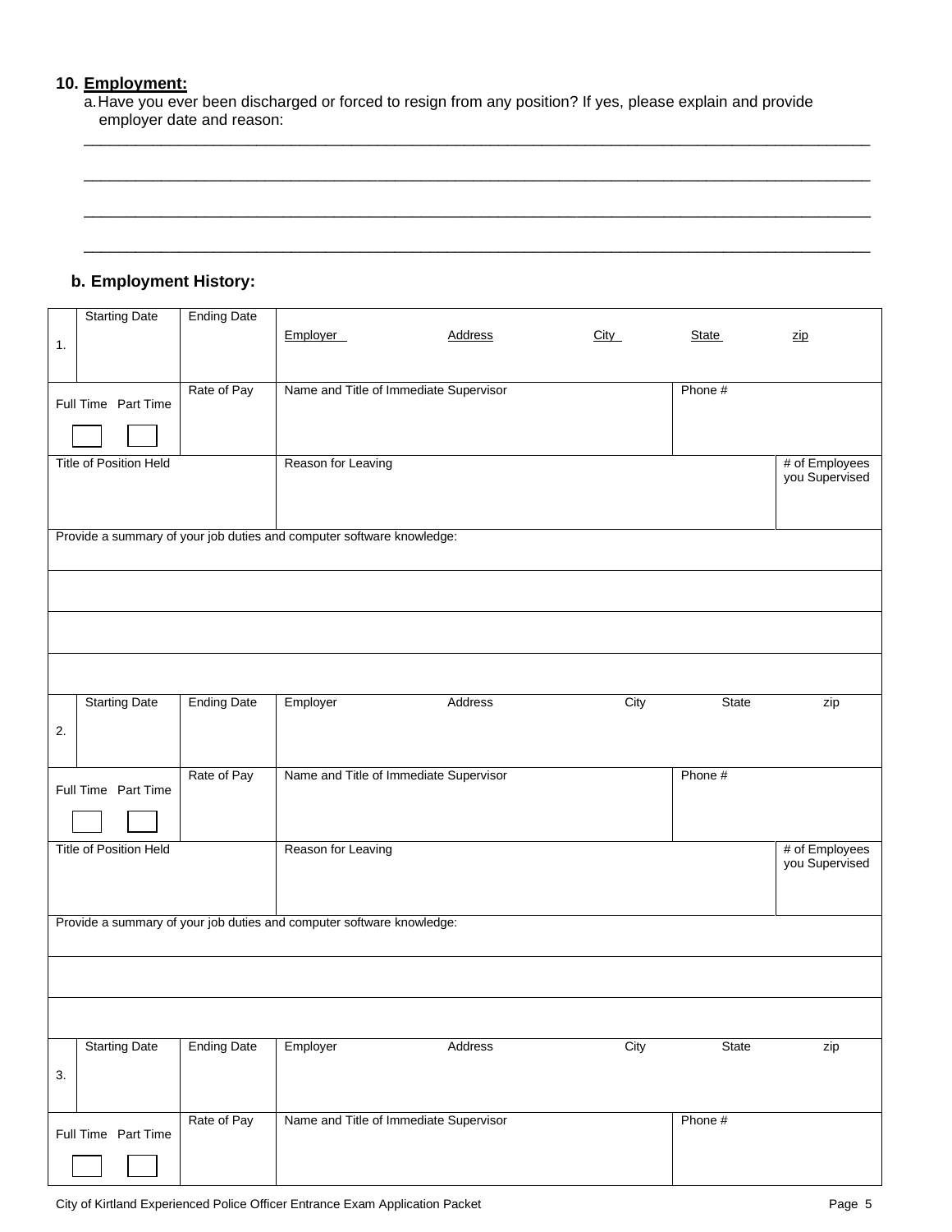**10. Employment:**

a. Have you ever been discharged or forced to resign from any position? If yes, please explain and provide employer date and reason:

\_\_\_\_\_\_\_\_\_\_\_\_\_\_\_\_\_\_\_\_\_\_\_\_\_\_\_\_\_\_\_\_\_\_\_\_\_\_\_\_\_\_\_\_\_\_\_\_\_\_\_\_\_\_\_\_\_\_\_\_\_\_\_\_\_\_\_\_\_\_\_\_\_\_\_\_\_\_\_\_\_\_\_\_\_\_\_\_\_\_

\_\_\_\_\_\_\_\_\_\_\_\_\_\_\_\_\_\_\_\_\_\_\_\_\_\_\_\_\_\_\_\_\_\_\_\_\_\_\_\_\_\_\_\_\_\_\_\_\_\_\_\_\_\_\_\_\_\_\_\_\_\_\_\_\_\_\_\_\_\_\_\_\_\_\_\_\_\_\_\_\_\_\_\_\_\_\_\_\_\_

\_\_\_\_\_\_\_\_\_\_\_\_\_\_\_\_\_\_\_\_\_\_\_\_\_\_\_\_\_\_\_\_\_\_\_\_\_\_\_\_\_\_\_\_\_\_\_\_\_\_\_\_\_\_\_\_\_\_\_\_\_\_\_\_\_\_\_\_\_\_\_\_\_\_\_\_\_\_\_\_\_\_\_\_\_\_\_\_\_\_

\_\_\_\_\_\_\_\_\_\_\_\_\_\_\_\_\_\_\_\_\_\_\_\_\_\_\_\_\_\_\_\_\_\_\_\_\_\_\_\_\_\_\_\_\_\_\_\_\_\_\_\_\_\_\_\_\_\_\_\_\_\_\_\_\_\_\_\_\_\_\_\_\_\_\_\_\_\_\_\_\_\_\_\_\_\_\_\_\_\_

**b. Employment History:**

| 1. Starting Date | Ending Date | Employer | Address | City | State | zip |
|---|---|---|---|---|---|---|
| Full Time ☐ Part Time ☐ | Rate of Pay | Name and Title of Immediate Supervisor | | | Phone # | |
| Title of Position Held | | Reason for Leaving | | | | # of Employees you Supervised |
| Provide a summary of your job duties and computer software knowledge: | | | | | | |
| | | | | | | |
| | | | | | | |
| | | | | | | |

| 2. Starting Date | Ending Date | Employer | Address | City | State | zip |
|---|---|---|---|---|---|---|
| Full Time ☐ Part Time ☐ | Rate of Pay | Name and Title of Immediate Supervisor | | | Phone # | |
| Title of Position Held | | Reason for Leaving | | | | # of Employees you Supervised |
| Provide a summary of your job duties and computer software knowledge: | | | | | | |
| | | | | | | |
| | | | | | | |

| 3. Starting Date | Ending Date | Employer | Address | City | State | zip |
|---|---|---|---|---|---|---|
| Full Time ☐ Part Time ☐ | Rate of Pay | Name and Title of Immediate Supervisor | | | Phone # | |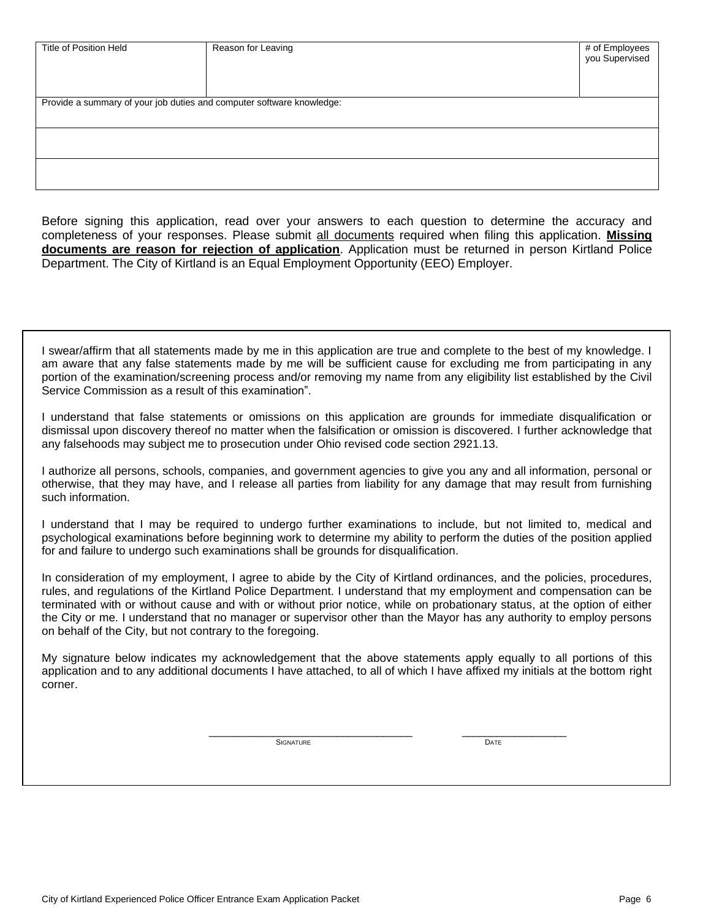| Title of Position Held | Reason for Leaving | # of Employees you Supervised |
|---|---|---|
| Provide a summary of your job duties and computer software knowledge: | | |
| | | |
| | | |

Before signing this application, read over your answers to each question to determine the accuracy and completeness of your responses. Please submit all documents required when filing this application. **Missing documents are reason for rejection of application**. Application must be returned in person Kirtland Police Department. The City of Kirtland is an Equal Employment Opportunity (EEO) Employer.

I swear/affirm that all statements made by me in this application are true and complete to the best of my knowledge. I am aware that any false statements made by me will be sufficient cause for excluding me from participating in any portion of the examination/screening process and/or removing my name from any eligibility list established by the Civil Service Commission as a result of this examination".

I understand that false statements or omissions on this application are grounds for immediate disqualification or dismissal upon discovery thereof no matter when the falsification or omission is discovered. I further acknowledge that any falsehoods may subject me to prosecution under Ohio revised code section 2921.13.

I authorize all persons, schools, companies, and government agencies to give you any and all information, personal or otherwise, that they may have, and I release all parties from liability for any damage that may result from furnishing such information.

I understand that I may be required to undergo further examinations to include, but not limited to, medical and psychological examinations before beginning work to determine my ability to perform the duties of the position applied for and failure to undergo such examinations shall be grounds for disqualification.

In consideration of my employment, I agree to abide by the City of Kirtland ordinances, and the policies, procedures, rules, and regulations of the Kirtland Police Department. I understand that my employment and compensation can be terminated with or without cause and with or without prior notice, while on probationary status, at the option of either the City or me. I understand that no manager or supervisor other than the Mayor has any authority to employ persons on behalf of the City, but not contrary to the foregoing.

My signature below indicates my acknowledgement that the above statements apply equally to all portions of this application and to any additional documents I have attached, to all of which I have affixed my initials at the bottom right corner.

_________________________________ &nbsp;&nbsp;&nbsp;&nbsp; __________________

SIGNATURE &nbsp;&nbsp;&nbsp;&nbsp; DATE